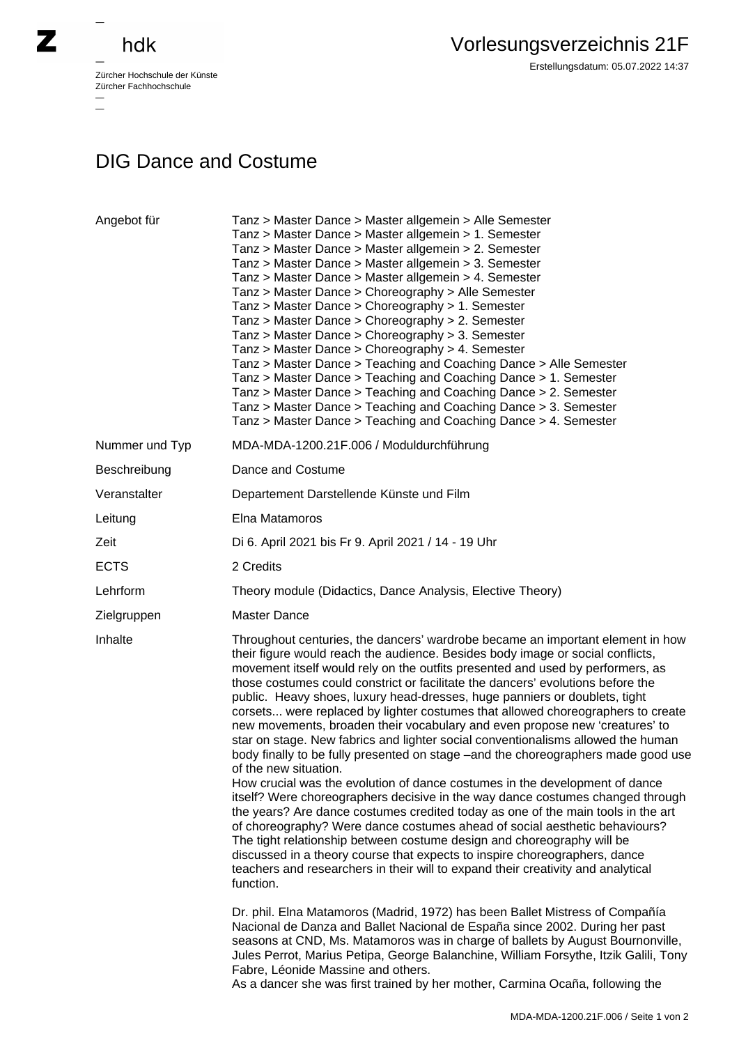# DIG Dance and Costume

| | |
|---|---|
| Angebot für | Tanz > Master Dance > Master allgemein > Alle Semester<br>Tanz > Master Dance > Master allgemein > 1. Semester<br>Tanz > Master Dance > Master allgemein > 2. Semester<br>Tanz > Master Dance > Master allgemein > 3. Semester<br>Tanz > Master Dance > Master allgemein > 4. Semester<br>Tanz > Master Dance > Choreography > Alle Semester<br>Tanz > Master Dance > Choreography > 1. Semester<br>Tanz > Master Dance > Choreography > 2. Semester<br>Tanz > Master Dance > Choreography > 3. Semester<br>Tanz > Master Dance > Choreography > 4. Semester<br>Tanz > Master Dance > Teaching and Coaching Dance > Alle Semester<br>Tanz > Master Dance > Teaching and Coaching Dance > 1. Semester<br>Tanz > Master Dance > Teaching and Coaching Dance > 2. Semester<br>Tanz > Master Dance > Teaching and Coaching Dance > 3. Semester<br>Tanz > Master Dance > Teaching and Coaching Dance > 4. Semester |
| Nummer und Typ | MDA-MDA-1200.21F.006 / Moduldurchführung |
| Beschreibung | Dance and Costume |
| Veranstalter | Departement Darstellende Künste und Film |
| Leitung | Elna Matamoros |
| Zeit | Di 6. April 2021 bis Fr 9. April 2021 / 14 - 19 Uhr |
| ECTS | 2 Credits |
| Lehrform | Theory module (Didactics, Dance Analysis, Elective Theory) |
| Zielgruppen | Master Dance |

**Inhalte**

Throughout centuries, the dancers' wardrobe became an important element in how their figure would reach the audience. Besides body image or social conflicts, movement itself would rely on the outfits presented and used by performers, as those costumes could constrict or facilitate the dancers' evolutions before the public. Heavy shoes, luxury head-dresses, huge panniers or doublets, tight corsets... were replaced by lighter costumes that allowed choreographers to create new movements, broaden their vocabulary and even propose new 'creatures' to star on stage. New fabrics and lighter social conventionalisms allowed the human body finally to be fully presented on stage –and the choreographers made good use of the new situation.
How crucial was the evolution of dance costumes in the development of dance itself? Were choreographers decisive in the way dance costumes changed through the years? Are dance costumes credited today as one of the main tools in the art of choreography? Were dance costumes ahead of social aesthetic behaviours? The tight relationship between costume design and choreography will be discussed in a theory course that expects to inspire choreographers, dance teachers and researchers in their will to expand their creativity and analytical function.

Dr. phil. Elna Matamoros (Madrid, 1972) has been Ballet Mistress of Compañía Nacional de Danza and Ballet Nacional de España since 2002. During her past seasons at CND, Ms. Matamoros was in charge of ballets by August Bournonville, Jules Perrot, Marius Petipa, George Balanchine, William Forsythe, Itzik Galili, Tony Fabre, Léonide Massine and others.
As a dancer she was first trained by her mother, Carmina Ocaña, following the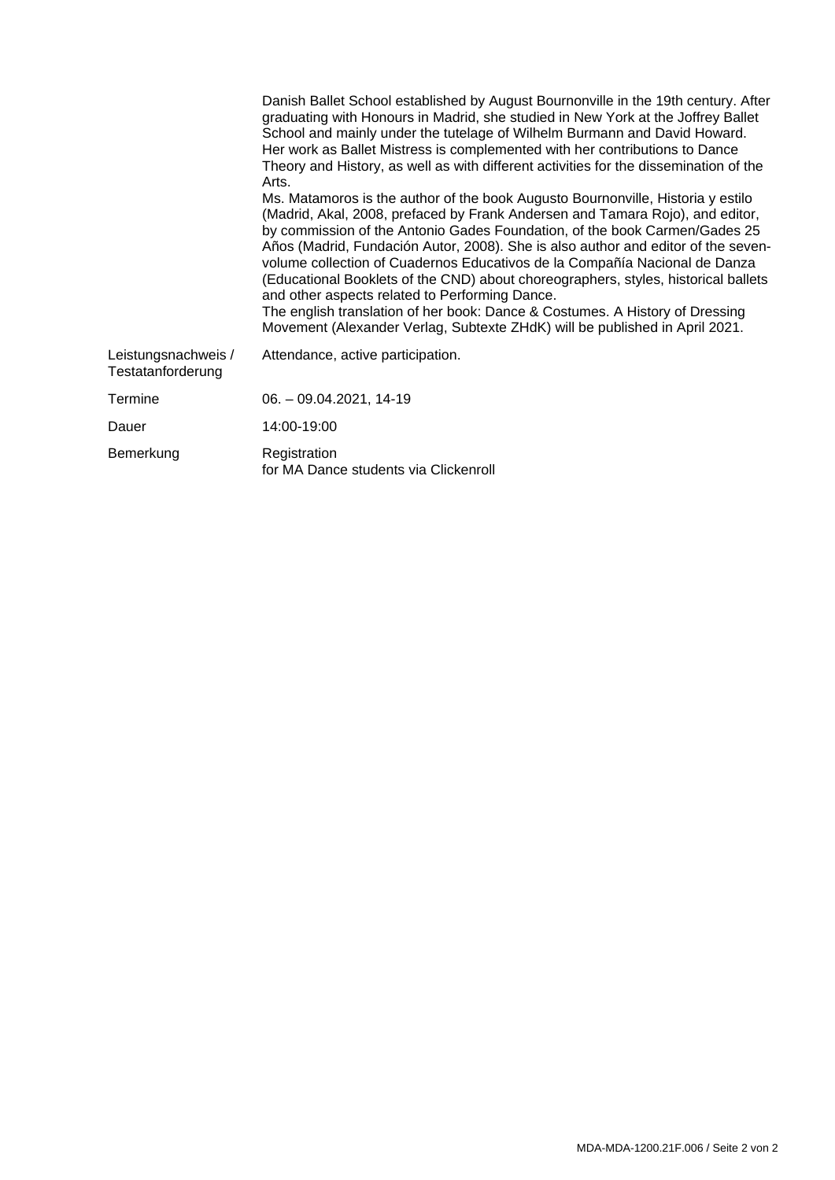Danish Ballet School established by August Bournonville in the 19th century. After graduating with Honours in Madrid, she studied in New York at the Joffrey Ballet School and mainly under the tutelage of Wilhelm Burmann and David Howard. Her work as Ballet Mistress is complemented with her contributions to Dance Theory and History, as well as with different activities for the dissemination of the Arts.
Ms. Matamoros is the author of the book Augusto Bournonville, Historia y estilo (Madrid, Akal, 2008, prefaced by Frank Andersen and Tamara Rojo), and editor, by commission of the Antonio Gades Foundation, of the book Carmen/Gades 25 Años (Madrid, Fundación Autor, 2008). She is also author and editor of the seven-volume collection of Cuadernos Educativos de la Compañía Nacional de Danza (Educational Booklets of the CND) about choreographers, styles, historical ballets and other aspects related to Performing Dance.
The english translation of her book: Dance & Costumes. A History of Dressing Movement (Alexander Verlag, Subtexte ZHdK) will be published in April 2021.

| | |
|---|---|
| Leistungsnachweis / Testatanforderung | Attendance, active participation. |
| Termine | 06. – 09.04.2021, 14-19 |
| Dauer | 14:00-19:00 |
| Bemerkung | Registration for MA Dance students via Clickenroll |

MDA-MDA-1200.21F.006